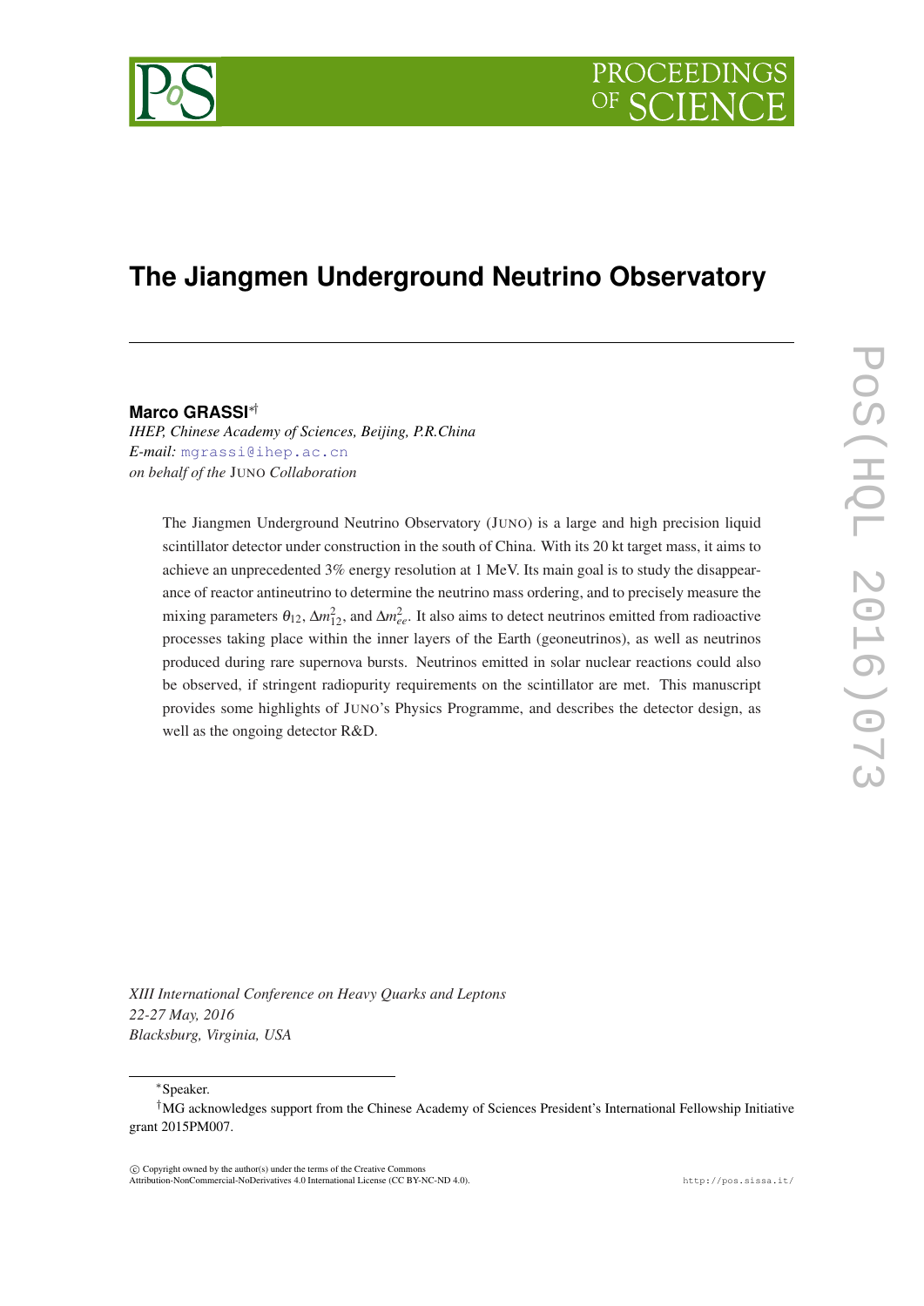# The Jiangmen Underground Neutrino Observatory

**Marco GRASSI**[*†]

*IHEP, Chinese Academy of Sciences, Beijing, P.R.China*
*E-mail:* mgrassi@ihep.ac.cn
*on behalf of the* JUNO *Collaboration*

The Jiangmen Underground Neutrino Observatory (JUNO) is a large and high precision liquid scintillator detector under construction in the south of China. With its 20 kt target mass, it aims to achieve an unprecedented 3% energy resolution at 1 MeV. Its main goal is to study the disappearance of reactor antineutrino to determine the neutrino mass ordering, and to precisely measure the mixing parameters $\theta_{12}$, $\Delta m^2_{12}$, and $\Delta m^2_{ee}$. It also aims to detect neutrinos emitted from radioactive processes taking place within the inner layers of the Earth (geoneutrinos), as well as neutrinos produced during rare supernova bursts. Neutrinos emitted in solar nuclear reactions could also be observed, if stringent radiopurity requirements on the scintillator are met. This manuscript provides some highlights of JUNO's Physics Programme, and describes the detector design, as well as the ongoing detector R&D.

*XIII International Conference on Heavy Quarks and Leptons*
*22-27 May, 2016*
*Blacksburg, Virginia, USA*

[*]Speaker.

[†]MG acknowledges support from the Chinese Academy of Sciences President's International Fellowship Initiative grant 2015PM007.

© Copyright owned by the author(s) under the terms of the Creative Commons Attribution-NonCommercial-NoDerivatives 4.0 International License (CC BY-NC-ND 4.0).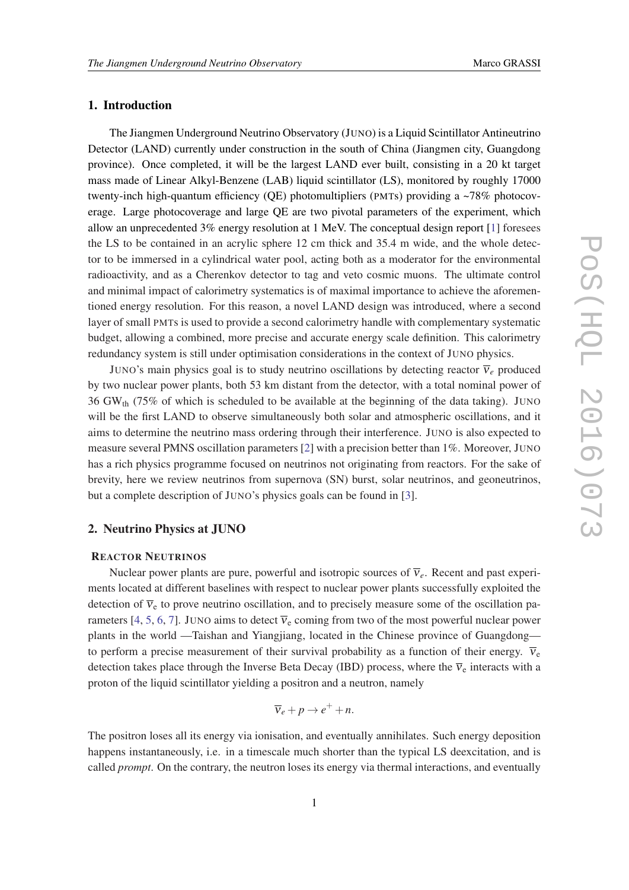## 1. Introduction

The Jiangmen Underground Neutrino Observatory (JUNO) is a Liquid Scintillator Antineutrino Detector (LAND) currently under construction in the south of China (Jiangmen city, Guangdong province). Once completed, it will be the largest LAND ever built, consisting in a 20 kt target mass made of Linear Alkyl-Benzene (LAB) liquid scintillator (LS), monitored by roughly 17000 twenty-inch high-quantum efficiency (QE) photomultipliers (PMTs) providing a ~78% photocoverage. Large photocoverage and large QE are two pivotal parameters of the experiment, which allow an unprecedented 3% energy resolution at 1 MeV. The conceptual design report [1] foresees the LS to be contained in an acrylic sphere 12 cm thick and 35.4 m wide, and the whole detector to be immersed in a cylindrical water pool, acting both as a moderator for the environmental radioactivity, and as a Cherenkov detector to tag and veto cosmic muons. The ultimate control and minimal impact of calorimetry systematics is of maximal importance to achieve the aforementioned energy resolution. For this reason, a novel LAND design was introduced, where a second layer of small PMTs is used to provide a second calorimetry handle with complementary systematic budget, allowing a combined, more precise and accurate energy scale definition. This calorimetry redundancy system is still under optimisation considerations in the context of JUNO physics.

JUNO's main physics goal is to study neutrino oscillations by detecting reactor $\overline{\nu}_e$ produced by two nuclear power plants, both 53 km distant from the detector, with a total nominal power of 36 $GW_{th}$ (75% of which is scheduled to be available at the beginning of the data taking). JUNO will be the first LAND to observe simultaneously both solar and atmospheric oscillations, and it aims to determine the neutrino mass ordering through their interference. JUNO is also expected to measure several PMNS oscillation parameters [2] with a precision better than 1%. Moreover, JUNO has a rich physics programme focused on neutrinos not originating from reactors. For the sake of brevity, here we review neutrinos from supernova (SN) burst, solar neutrinos, and geoneutrinos, but a complete description of JUNO's physics goals can be found in [3].

## 2. Neutrino Physics at JUNO

### Reactor Neutrinos

Nuclear power plants are pure, powerful and isotropic sources of $\overline{\nu}_e$. Recent and past experiments located at different baselines with respect to nuclear power plants successfully exploited the detection of $\overline{\nu}_e$ to prove neutrino oscillation, and to precisely measure some of the oscillation parameters [4, 5, 6, 7]. JUNO aims to detect $\overline{\nu}_e$ coming from two of the most powerful nuclear power plants in the world —Taishan and Yiangjiang, located in the Chinese province of Guangdong— to perform a precise measurement of their survival probability as a function of their energy. $\overline{\nu}_e$ detection takes place through the Inverse Beta Decay (IBD) process, where the $\overline{\nu}_e$ interacts with a proton of the liquid scintillator yielding a positron and a neutron, namely

$$\overline{\nu}_e + p \rightarrow e^+ + n.$$

The positron loses all its energy via ionisation, and eventually annihilates. Such energy deposition happens instantaneously, i.e. in a timescale much shorter than the typical LS deexcitation, and is called *prompt*. On the contrary, the neutron loses its energy via thermal interactions, and eventually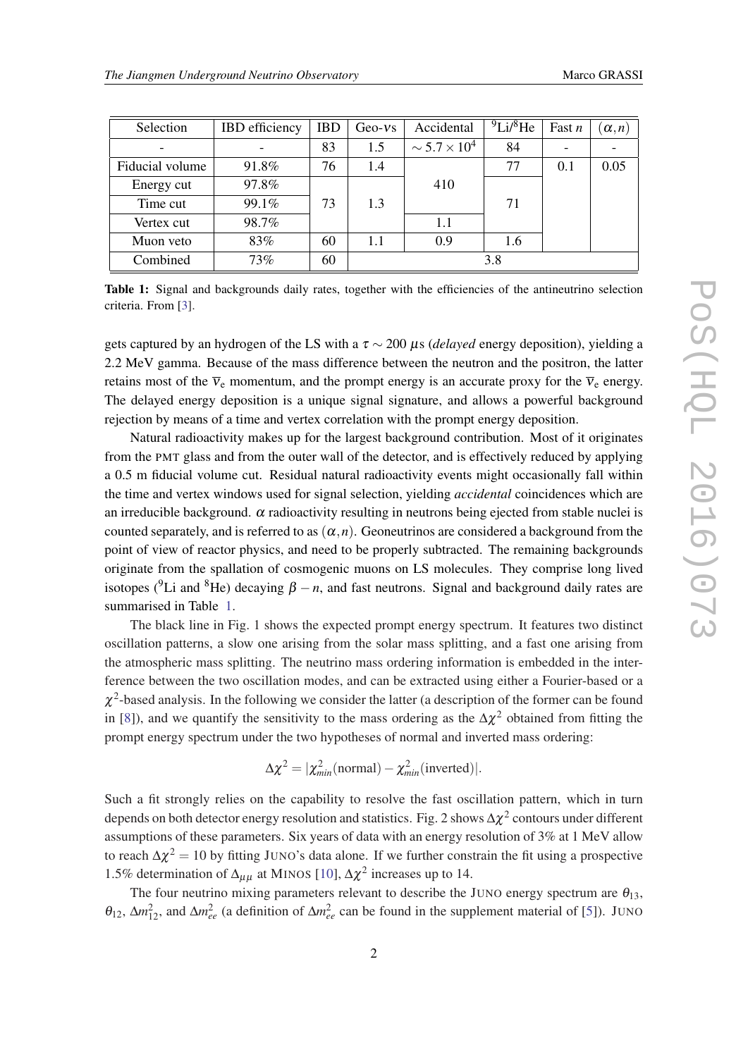| Selection | IBD efficiency | IBD | Geo-$\nu$s | Accidental | $^{9}$Li/$^{8}$He | Fast $n$ | $(\alpha,n)$ |
|---|---|---|---|---|---|---|---|
| - | - | 83 | 1.5 | $\sim 5.7\times10^{4}$ | 84 | - | - |
| Fiducial volume | 91.8% | 76 | 1.4 | 410 | 77 | 0.1 | 0.05 |
| Energy cut | 97.8% | 73 | 1.3 | 410 | 71 | 0.1 | 0.05 |
| Time cut | 99.1% | 73 | 1.3 | 410 | 71 | 0.1 | 0.05 |
| Vertex cut | 98.7% | 73 | 1.3 | 1.1 | 71 | 0.1 | 0.05 |
| Muon veto | 83% | 60 | 1.1 | 0.9 | 1.6 | 0.1 | 0.05 |
| Combined | 73% | 60 | 3.8 | | | | |

**Table 1:** Signal and backgrounds daily rates, together with the efficiencies of the antineutrino selection criteria. From [3].

gets captured by an hydrogen of the LS with a $\tau \sim 200\ \mu$s (*delayed* energy deposition), yielding a 2.2 MeV gamma. Because of the mass difference between the neutron and the positron, the latter retains most of the $\overline{\nu}_e$ momentum, and the prompt energy is an accurate proxy for the $\overline{\nu}_e$ energy. The delayed energy deposition is a unique signal signature, and allows a powerful background rejection by means of a time and vertex correlation with the prompt energy deposition.

Natural radioactivity makes up for the largest background contribution. Most of it originates from the PMT glass and from the outer wall of the detector, and is effectively reduced by applying a 0.5 m fiducial volume cut. Residual natural radioactivity events might occasionally fall within the time and vertex windows used for signal selection, yielding *accidental* coincidences which are an irreducible background. $\alpha$ radioactivity resulting in neutrons being ejected from stable nuclei is counted separately, and is referred to as $(\alpha,n)$. Geoneutrinos are considered a background from the point of view of reactor physics, and need to be properly subtracted. The remaining backgrounds originate from the spallation of cosmogenic muons on LS molecules. They comprise long lived isotopes ($^{9}$Li and $^{8}$He) decaying $\beta - n$, and fast neutrons. Signal and background daily rates are summarised in Table 1.

The black line in Fig. 1 shows the expected prompt energy spectrum. It features two distinct oscillation patterns, a slow one arising from the solar mass splitting, and a fast one arising from the atmospheric mass splitting. The neutrino mass ordering information is embedded in the interference between the two oscillation modes, and can be extracted using either a Fourier-based or a $\chi^2$-based analysis. In the following we consider the latter (a description of the former can be found in [8]), and we quantify the sensitivity to the mass ordering as the $\Delta\chi^2$ obtained from fitting the prompt energy spectrum under the two hypotheses of normal and inverted mass ordering:

$$\Delta\chi^2 = |\chi^2_{min}(\text{normal}) - \chi^2_{min}(\text{inverted})|.$$

Such a fit strongly relies on the capability to resolve the fast oscillation pattern, which in turn depends on both detector energy resolution and statistics. Fig. 2 shows $\Delta\chi^2$ contours under different assumptions of these parameters. Six years of data with an energy resolution of 3% at 1 MeV allow to reach $\Delta\chi^2 = 10$ by fitting JUNO's data alone. If we further constrain the fit using a prospective 1.5% determination of $\Delta_{\mu\mu}$ at MINOS [10], $\Delta\chi^2$ increases up to 14.

The four neutrino mixing parameters relevant to describe the JUNO energy spectrum are $\theta_{13}$, $\theta_{12}$, $\Delta m^2_{12}$, and $\Delta m^2_{ee}$ (a definition of $\Delta m^2_{ee}$ can be found in the supplement material of [5]). JUNO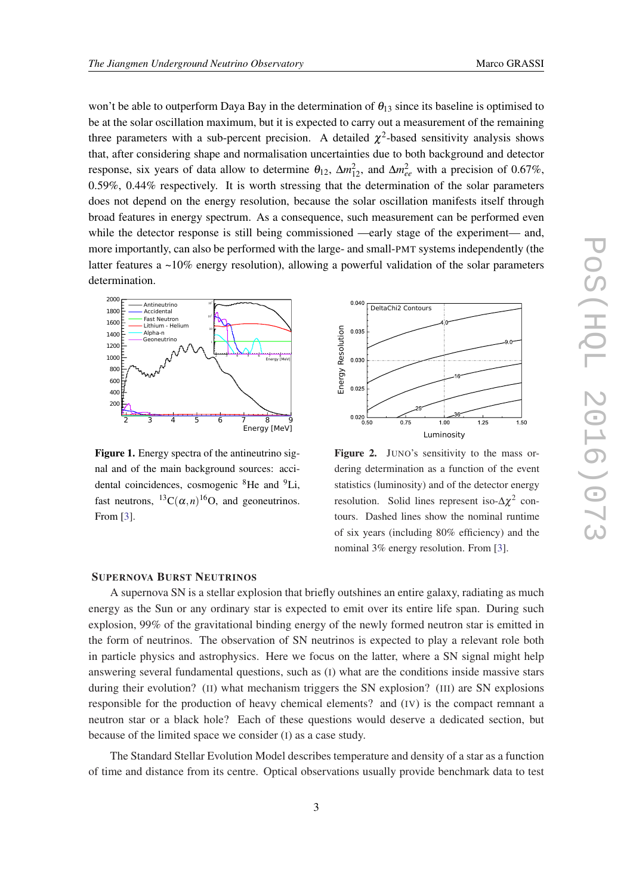won't be able to outperform Daya Bay in the determination of $\theta_{13}$ since its baseline is optimised to be at the solar oscillation maximum, but it is expected to carry out a measurement of the remaining three parameters with a sub-percent precision. A detailed $\chi^2$-based sensitivity analysis shows that, after considering shape and normalisation uncertainties due to both background and detector response, six years of data allow to determine $\theta_{12}$, $\Delta m^2_{12}$, and $\Delta m^2_{ee}$ with a precision of 0.67%, 0.59%, 0.44% respectively. It is worth stressing that the determination of the solar parameters does not depend on the energy resolution, because the solar oscillation manifests itself through broad features in energy spectrum. As a consequence, such measurement can be performed even while the detector response is still being commissioned —early stage of the experiment— and, more importantly, can also be performed with the large- and small-PMT systems independently (the latter features a ~10% energy resolution), allowing a powerful validation of the solar parameters determination.

**Figure 1.** Energy spectra of the antineutrino signal and of the main background sources: accidental coincidences, cosmogenic $^{8}$He and $^{9}$Li, fast neutrons, $^{13}$C$(\alpha,n)^{16}$O, and geoneutrinos. From [3].

**Figure 2.** JUNO's sensitivity to the mass ordering determination as a function of the event statistics (luminosity) and of the detector energy resolution. Solid lines represent iso-$\Delta\chi^2$ contours. Dashed lines show the nominal runtime of six years (including 80% efficiency) and the nominal 3% energy resolution. From [3].

## Supernova Burst Neutrinos

A supernova SN is a stellar explosion that briefly outshines an entire galaxy, radiating as much energy as the Sun or any ordinary star is expected to emit over its entire life span. During such explosion, 99% of the gravitational binding energy of the newly formed neutron star is emitted in the form of neutrinos. The observation of SN neutrinos is expected to play a relevant role both in particle physics and astrophysics. Here we focus on the latter, where a SN signal might help answering several fundamental questions, such as (I) what are the conditions inside massive stars during their evolution? (II) what mechanism triggers the SN explosion? (III) are SN explosions responsible for the production of heavy chemical elements? and (IV) is the compact remnant a neutron star or a black hole? Each of these questions would deserve a dedicated section, but because of the limited space we consider (I) as a case study.

The Standard Stellar Evolution Model describes temperature and density of a star as a function of time and distance from its centre. Optical observations usually provide benchmark data to test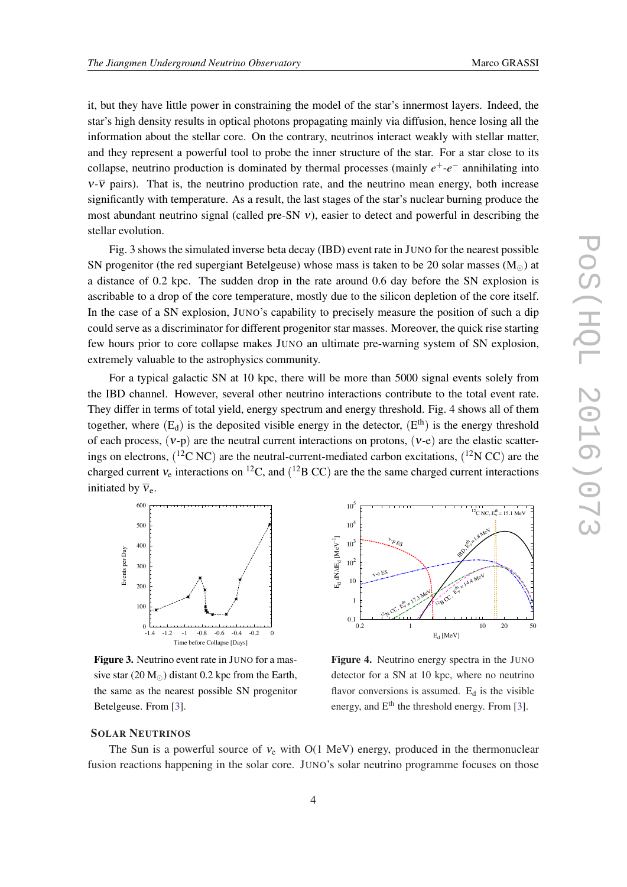it, but they have little power in constraining the model of the star's innermost layers. Indeed, the star's high density results in optical photons propagating mainly via diffusion, hence losing all the information about the stellar core. On the contrary, neutrinos interact weakly with stellar matter, and they represent a powerful tool to probe the inner structure of the star. For a star close to its collapse, neutrino production is dominated by thermal processes (mainly $e^+$-$e^-$ annihilating into $\nu$-$\overline{\nu}$ pairs). That is, the neutrino production rate, and the neutrino mean energy, both increase significantly with temperature. As a result, the last stages of the star's nuclear burning produce the most abundant neutrino signal (called pre-SN $\nu$), easier to detect and powerful in describing the stellar evolution.

Fig. 3 shows the simulated inverse beta decay (IBD) event rate in JUNO for the nearest possible SN progenitor (the red supergiant Betelgeuse) whose mass is taken to be 20 solar masses ($M_\odot$) at a distance of 0.2 kpc. The sudden drop in the rate around 0.6 day before the SN explosion is ascribable to a drop of the core temperature, mostly due to the silicon depletion of the core itself. In the case of a SN explosion, JUNO's capability to precisely measure the position of such a dip could serve as a discriminator for different progenitor star masses. Moreover, the quick rise starting few hours prior to core collapse makes JUNO an ultimate pre-warning system of SN explosion, extremely valuable to the astrophysics community.

For a typical galactic SN at 10 kpc, there will be more than 5000 signal events solely from the IBD channel. However, several other neutrino interactions contribute to the total event rate. They differ in terms of total yield, energy spectrum and energy threshold. Fig. 4 shows all of them together, where ($E_d$) is the deposited visible energy in the detector, ($E^{th}$) is the energy threshold of each process, ($\nu$-p) are the neutral current interactions on protons, ($\nu$-e) are the elastic scatterings on electrons, ($^{12}$C NC) are the neutral-current-mediated carbon excitations, ($^{12}$N CC) are the charged current $\nu_e$ interactions on $^{12}$C, and ($^{12}$B CC) are the the same charged current interactions initiated by $\overline{\nu}_e$.

**Figure 3.** Neutrino event rate in JUNO for a massive star (20 $M_\odot$) distant 0.2 kpc from the Earth, the same as the nearest possible SN progenitor Betelgeuse. From [3].

**Figure 4.** Neutrino energy spectra in the JUNO detector for a SN at 10 kpc, where no neutrino flavor conversions is assumed. $E_d$ is the visible energy, and $E^{th}$ the threshold energy. From [3].

### SOLAR NEUTRINOS

The Sun is a powerful source of $\nu_e$ with O(1 MeV) energy, produced in the thermonuclear fusion reactions happening in the solar core. JUNO's solar neutrino programme focuses on those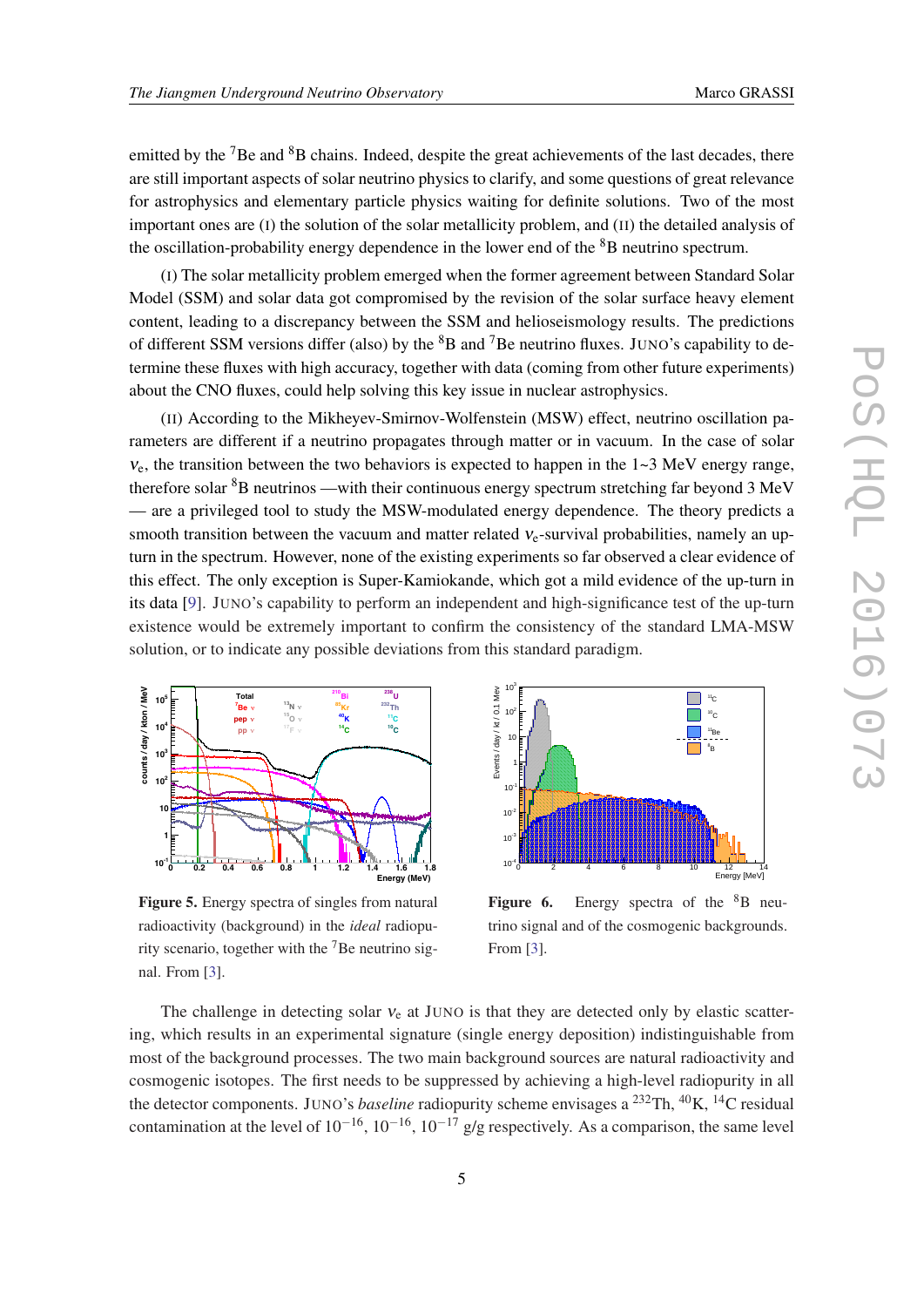emitted by the $^{7}$Be and $^{8}$B chains. Indeed, despite the great achievements of the last decades, there are still important aspects of solar neutrino physics to clarify, and some questions of great relevance for astrophysics and elementary particle physics waiting for definite solutions. Two of the most important ones are (I) the solution of the solar metallicity problem, and (II) the detailed analysis of the oscillation-probability energy dependence in the lower end of the $^{8}$B neutrino spectrum.

(I) The solar metallicity problem emerged when the former agreement between Standard Solar Model (SSM) and solar data got compromised by the revision of the solar surface heavy element content, leading to a discrepancy between the SSM and helioseismology results. The predictions of different SSM versions differ (also) by the $^{8}$B and $^{7}$Be neutrino fluxes. JUNO's capability to determine these fluxes with high accuracy, together with data (coming from other future experiments) about the CNO fluxes, could help solving this key issue in nuclear astrophysics.

(II) According to the Mikheyev-Smirnov-Wolfenstein (MSW) effect, neutrino oscillation parameters are different if a neutrino propagates through matter or in vacuum. In the case of solar $\nu_e$, the transition between the two behaviors is expected to happen in the 1~3 MeV energy range, therefore solar $^{8}$B neutrinos —with their continuous energy spectrum stretching far beyond 3 MeV — are a privileged tool to study the MSW-modulated energy dependence. The theory predicts a smooth transition between the vacuum and matter related $\nu_e$-survival probabilities, namely an upturn in the spectrum. However, none of the existing experiments so far observed a clear evidence of this effect. The only exception is Super-Kamiokande, which got a mild evidence of the up-turn in its data [9]. JUNO's capability to perform an independent and high-significance test of the up-turn existence would be extremely important to confirm the consistency of the standard LMA-MSW solution, or to indicate any possible deviations from this standard paradigm.

**Figure 5.** Energy spectra of singles from natural radioactivity (background) in the *ideal* radiopurity scenario, together with the $^{7}$Be neutrino signal. From [3].

**Figure 6.** Energy spectra of the $^{8}$B neutrino signal and of the cosmogenic backgrounds. From [3].

The challenge in detecting solar $\nu_e$ at JUNO is that they are detected only by elastic scattering, which results in an experimental signature (single energy deposition) indistinguishable from most of the background processes. The two main background sources are natural radioactivity and cosmogenic isotopes. The first needs to be suppressed by achieving a high-level radiopurity in all the detector components. JUNO's *baseline* radiopurity scheme envisages a $^{232}$Th, $^{40}$K, $^{14}$C residual contamination at the level of $10^{-16}$, $10^{-16}$, $10^{-17}$ g/g respectively. As a comparison, the same level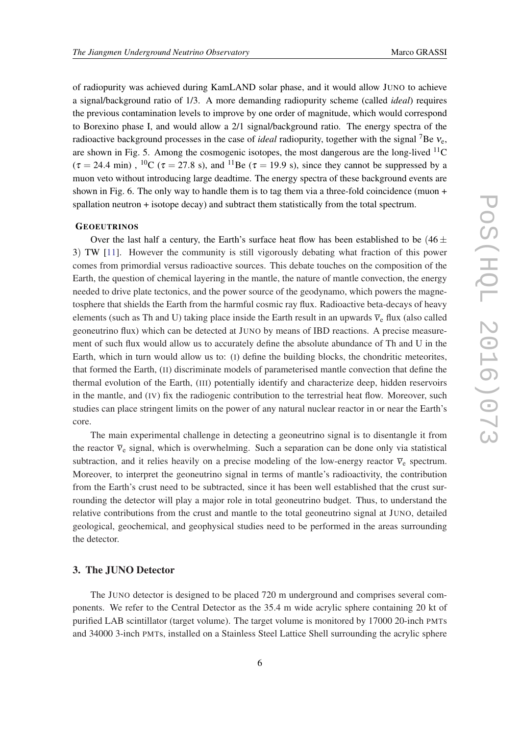of radiopurity was achieved during KamLAND solar phase, and it would allow JUNO to achieve a signal/background ratio of 1/3. A more demanding radiopurity scheme (called *ideal*) requires the previous contamination levels to improve by one order of magnitude, which would correspond to Borexino phase I, and would allow a 2/1 signal/background ratio. The energy spectra of the radioactive background processes in the case of *ideal* radiopurity, together with the signal $^{7}$Be $\nu_e$, are shown in Fig. 5. Among the cosmogenic isotopes, the most dangerous are the long-lived $^{11}$C ($\tau = 24.4$ min) , $^{10}$C ($\tau = 27.8$ s), and $^{11}$Be ($\tau = 19.9$ s), since they cannot be suppressed by a muon veto without introducing large deadtime. The energy spectra of these background events are shown in Fig. 6. The only way to handle them is to tag them via a three-fold coincidence (muon + spallation neutron + isotope decay) and subtract them statistically from the total spectrum.

**GEOEUTRINOS**

Over the last half a century, the Earth's surface heat flow has been established to be $(46 \pm 3)$ TW [11]. However the community is still vigorously debating what fraction of this power comes from primordial versus radioactive sources. This debate touches on the composition of the Earth, the question of chemical layering in the mantle, the nature of mantle convection, the energy needed to drive plate tectonics, and the power source of the geodynamo, which powers the magnetosphere that shields the Earth from the harmful cosmic ray flux. Radioactive beta-decays of heavy elements (such as Th and U) taking place inside the Earth result in an upwards $\overline{\nu}_e$ flux (also called geoneutrino flux) which can be detected at JUNO by means of IBD reactions. A precise measurement of such flux would allow us to accurately define the absolute abundance of Th and U in the Earth, which in turn would allow us to: (I) define the building blocks, the chondritic meteorites, that formed the Earth, (II) discriminate models of parameterised mantle convection that define the thermal evolution of the Earth, (III) potentially identify and characterize deep, hidden reservoirs in the mantle, and (IV) fix the radiogenic contribution to the terrestrial heat flow. Moreover, such studies can place stringent limits on the power of any natural nuclear reactor in or near the Earth's core.

The main experimental challenge in detecting a geoneutrino signal is to disentangle it from the reactor $\overline{\nu}_e$ signal, which is overwhelming. Such a separation can be done only via statistical subtraction, and it relies heavily on a precise modeling of the low-energy reactor $\overline{\nu}_e$ spectrum. Moreover, to interpret the geoneutrino signal in terms of mantle's radioactivity, the contribution from the Earth's crust need to be subtracted, since it has been well established that the crust surrounding the detector will play a major role in total geoneutrino budget. Thus, to understand the relative contributions from the crust and mantle to the total geoneutrino signal at JUNO, detailed geological, geochemical, and geophysical studies need to be performed in the areas surrounding the detector.

## 3. The JUNO Detector

The JUNO detector is designed to be placed 720 m underground and comprises several components. We refer to the Central Detector as the 35.4 m wide acrylic sphere containing 20 kt of purified LAB scintillator (target volume). The target volume is monitored by 17000 20-inch PMTs and 34000 3-inch PMTs, installed on a Stainless Steel Lattice Shell surrounding the acrylic sphere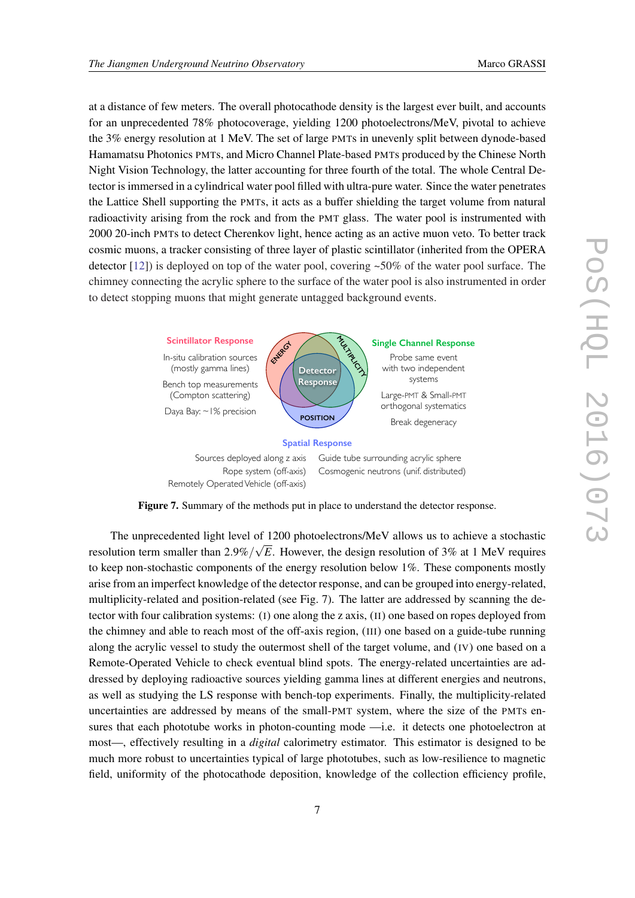at a distance of few meters. The overall photocathode density is the largest ever built, and accounts for an unprecedented 78% photocoverage, yielding 1200 photoelectrons/MeV, pivotal to achieve the 3% energy resolution at 1 MeV. The set of large PMTs in unevenly split between dynode-based Hamamatsu Photonics PMTs, and Micro Channel Plate-based PMTs produced by the Chinese North Night Vision Technology, the latter accounting for three fourth of the total. The whole Central Detector is immersed in a cylindrical water pool filled with ultra-pure water. Since the water penetrates the Lattice Shell supporting the PMTs, it acts as a buffer shielding the target volume from natural radioactivity arising from the rock and from the PMT glass. The water pool is instrumented with 2000 20-inch PMTs to detect Cherenkov light, hence acting as an active muon veto. To better track cosmic muons, a tracker consisting of three layer of plastic scintillator (inherited from the OPERA detector [12]) is deployed on top of the water pool, covering ~50% of the water pool surface. The chimney connecting the acrylic sphere to the surface of the water pool is also instrumented in order to detect stopping muons that might generate untagged background events.

**Scintillator Response**

In-situ calibration sources (mostly gamma lines)

Bench top measurements (Compton scattering)

Daya Bay: ~1% precision

**Single Channel Response**

Probe same event with two independent systems

Large-PMT & Small-PMT orthogonal systematics

Break degeneracy

ENERGY — MULTIPLICITY — POSITION — Detector Response

**Spatial Response**

Sources deployed along z axis

Rope system (off-axis)

Remotely Operated Vehicle (off-axis)

Guide tube surrounding acrylic sphere

Cosmogenic neutrons (unif. distributed)

**Figure 7.** Summary of the methods put in place to understand the detector response.

The unprecedented light level of 1200 photoelectrons/MeV allows us to achieve a stochastic resolution term smaller than $2.9\%/\sqrt{E}$. However, the design resolution of 3% at 1 MeV requires to keep non-stochastic components of the energy resolution below 1%. These components mostly arise from an imperfect knowledge of the detector response, and can be grouped into energy-related, multiplicity-related and position-related (see Fig. 7). The latter are addressed by scanning the detector with four calibration systems: (I) one along the z axis, (II) one based on ropes deployed from the chimney and able to reach most of the off-axis region, (III) one based on a guide-tube running along the acrylic vessel to study the outermost shell of the target volume, and (IV) one based on a Remote-Operated Vehicle to check eventual blind spots. The energy-related uncertainties are addressed by deploying radioactive sources yielding gamma lines at different energies and neutrons, as well as studying the LS response with bench-top experiments. Finally, the multiplicity-related uncertainties are addressed by means of the small-PMT system, where the size of the PMTs ensures that each phototube works in photon-counting mode —i.e. it detects one photoelectron at most—, effectively resulting in a *digital* calorimetry estimator. This estimator is designed to be much more robust to uncertainties typical of large phototubes, such as low-resilience to magnetic field, uniformity of the photocathode deposition, knowledge of the collection efficiency profile,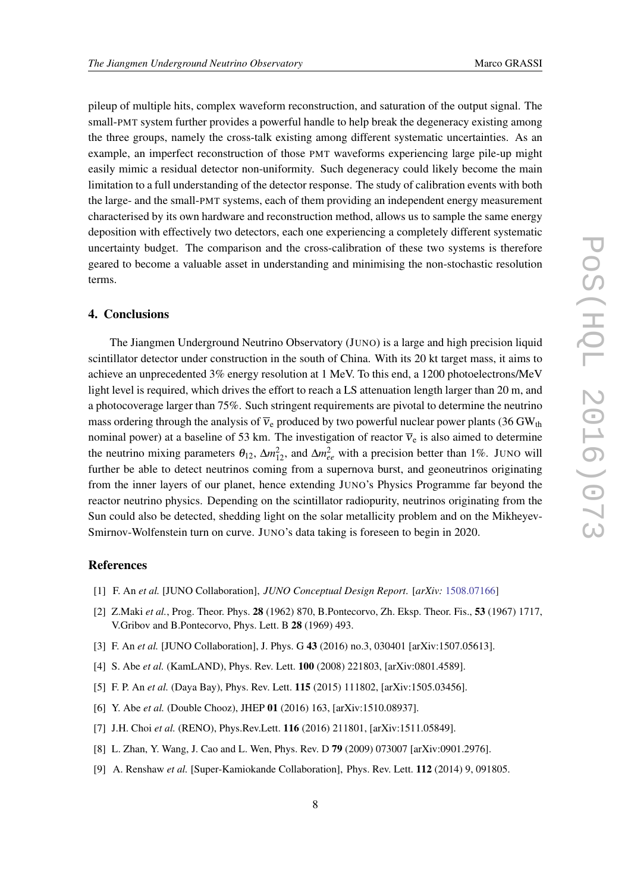pileup of multiple hits, complex waveform reconstruction, and saturation of the output signal. The small-PMT system further provides a powerful handle to help break the degeneracy existing among the three groups, namely the cross-talk existing among different systematic uncertainties. As an example, an imperfect reconstruction of those PMT waveforms experiencing large pile-up might easily mimic a residual detector non-uniformity. Such degeneracy could likely become the main limitation to a full understanding of the detector response. The study of calibration events with both the large- and the small-PMT systems, each of them providing an independent energy measurement characterised by its own hardware and reconstruction method, allows us to sample the same energy deposition with effectively two detectors, each one experiencing a completely different systematic uncertainty budget. The comparison and the cross-calibration of these two systems is therefore geared to become a valuable asset in understanding and minimising the non-stochastic resolution terms.

## 4. Conclusions

The Jiangmen Underground Neutrino Observatory (JUNO) is a large and high precision liquid scintillator detector under construction in the south of China. With its 20 kt target mass, it aims to achieve an unprecedented 3% energy resolution at 1 MeV. To this end, a 1200 photoelectrons/MeV light level is required, which drives the effort to reach a LS attenuation length larger than 20 m, and a photocoverage larger than 75%. Such stringent requirements are pivotal to determine the neutrino mass ordering through the analysis of $\overline{\nu}_e$ produced by two powerful nuclear power plants (36 $GW_{th}$ nominal power) at a baseline of 53 km. The investigation of reactor $\overline{\nu}_e$ is also aimed to determine the neutrino mixing parameters $\theta_{12}$, $\Delta m^2_{12}$, and $\Delta m^2_{ee}$ with a precision better than 1%. JUNO will further be able to detect neutrinos coming from a supernova burst, and geoneutrinos originating from the inner layers of our planet, hence extending JUNO's Physics Programme far beyond the reactor neutrino physics. Depending on the scintillator radiopurity, neutrinos originating from the Sun could also be detected, shedding light on the solar metallicity problem and on the Mikheyev-Smirnov-Wolfenstein turn on curve. JUNO's data taking is foreseen to begin in 2020.

## References

[1] F. An *et al.* [JUNO Collaboration], *JUNO Conceptual Design Report*. [*arXiv:* 1508.07166]

[2] Z.Maki *et al.*, Prog. Theor. Phys. **28** (1962) 870, B.Pontecorvo, Zh. Eksp. Theor. Fis., **53** (1967) 1717, V.Gribov and B.Pontecorvo, Phys. Lett. B **28** (1969) 493.

[3] F. An *et al.* [JUNO Collaboration], J. Phys. G **43** (2016) no.3, 030401 [arXiv:1507.05613].

[4] S. Abe *et al.* (KamLAND), Phys. Rev. Lett. **100** (2008) 221803, [arXiv:0801.4589].

[5] F. P. An *et al.* (Daya Bay), Phys. Rev. Lett. **115** (2015) 111802, [arXiv:1505.03456].

[6] Y. Abe *et al.* (Double Chooz), JHEP **01** (2016) 163, [arXiv:1510.08937].

[7] J.H. Choi *et al.* (RENO), Phys.Rev.Lett. **116** (2016) 211801, [arXiv:1511.05849].

[8] L. Zhan, Y. Wang, J. Cao and L. Wen, Phys. Rev. D **79** (2009) 073007 [arXiv:0901.2976].

[9] A. Renshaw *et al.* [Super-Kamiokande Collaboration], Phys. Rev. Lett. **112** (2014) 9, 091805.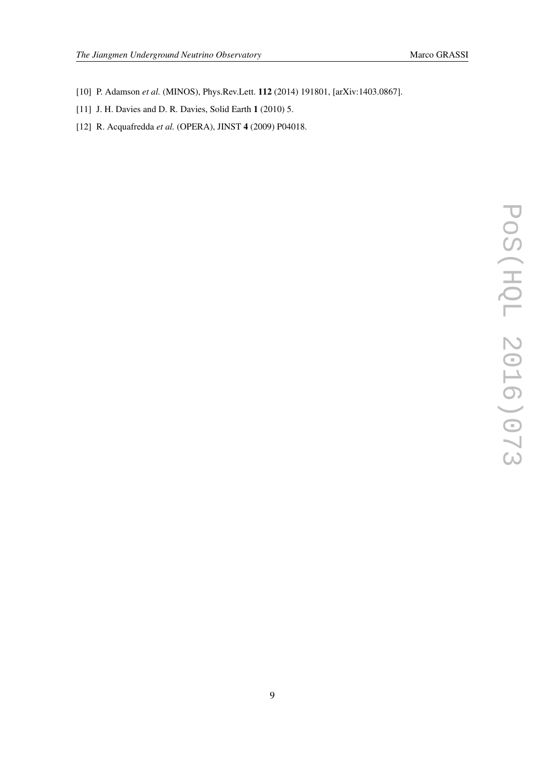[10] P. Adamson *et al.* (MINOS), Phys.Rev.Lett. **112** (2014) 191801, [arXiv:1403.0867].

[11] J. H. Davies and D. R. Davies, Solid Earth **1** (2010) 5.

[12] R. Acquafredda *et al.* (OPERA), JINST **4** (2009) P04018.